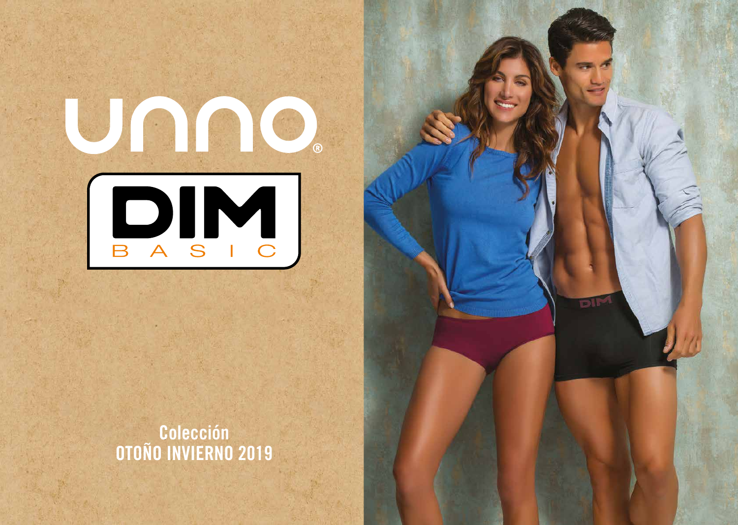# UNNO®

# DIM BASIC

Colección
OTOÑO INVIERNO 2019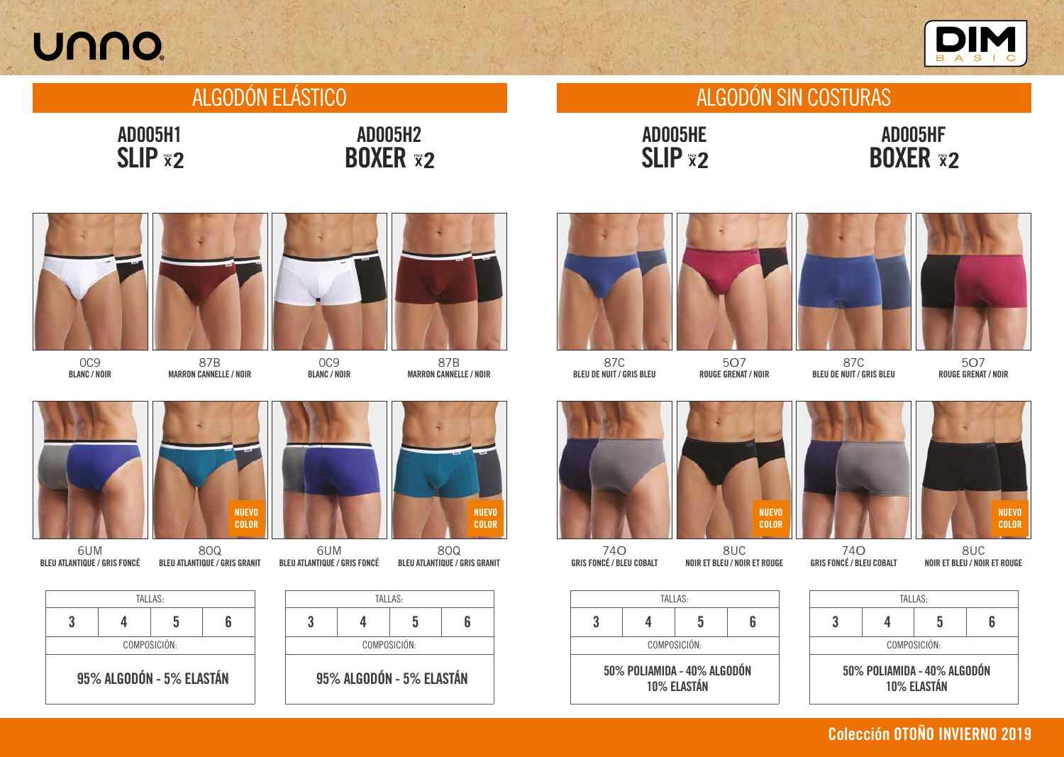unno

DIM BASIC

## ALGODÓN ELÁSTICO

### AD005H1
### SLIP PACK x2

0C9
BLANC / NOIR

87B
MARRON CANNELLE / NOIR

6UM
BLEU ATLANTIQUE / GRIS FONCÉ

NUEVO COLOR
80Q
BLEU ATLANTIQUE / GRIS GRANIT

| TALLAS: | | | |
|---|---|---|---|
| 3 | 4 | 5 | 6 |
| COMPOSICIÓN: | | | |
| 95% ALGODÓN - 5% ELASTÁN | | | |

### AD005H2
### BOXER PACK x2

0C9
BLANC / NOIR

87B
MARRON CANNELLE / NOIR

6UM
BLEU ATLANTIQUE / GRIS FONCÉ

NUEVO COLOR
80Q
BLEU ATLANTIQUE / GRIS GRANIT

| TALLAS: | | | |
|---|---|---|---|
| 3 | 4 | 5 | 6 |
| COMPOSICIÓN: | | | |
| 95% ALGODÓN - 5% ELASTÁN | | | |

## ALGODÓN SIN COSTURAS

### AD005HE
### SLIP PACK x2

87C
BLEU DE NUIT / GRIS BLEU

507
ROUGE GRENAT / NOIR

74O
GRIS FONCÉ / BLEU COBALT

NUEVO COLOR
8UC
NOIR ET BLEU / NOIR ET ROUGE

| TALLAS: | | | |
|---|---|---|---|
| 3 | 4 | 5 | 6 |
| COMPOSICIÓN: | | | |
| 50% POLIAMIDA - 40% ALGODÓN 10% ELASTÁN | | | |

### AD005HF
### BOXER PACK x2

87C
BLEU DE NUIT / GRIS BLEU

507
ROUGE GRENAT / NOIR

74O
GRIS FONCÉ / BLEU COBALT

NUEVO COLOR
8UC
NOIR ET BLEU / NOIR ET ROUGE

| TALLAS: | | | |
|---|---|---|---|
| 3 | 4 | 5 | 6 |
| COMPOSICIÓN: | | | |
| 50% POLIAMIDA - 40% ALGODÓN 10% ELASTÁN | | | |

Colección OTOÑO INVIERNO 2019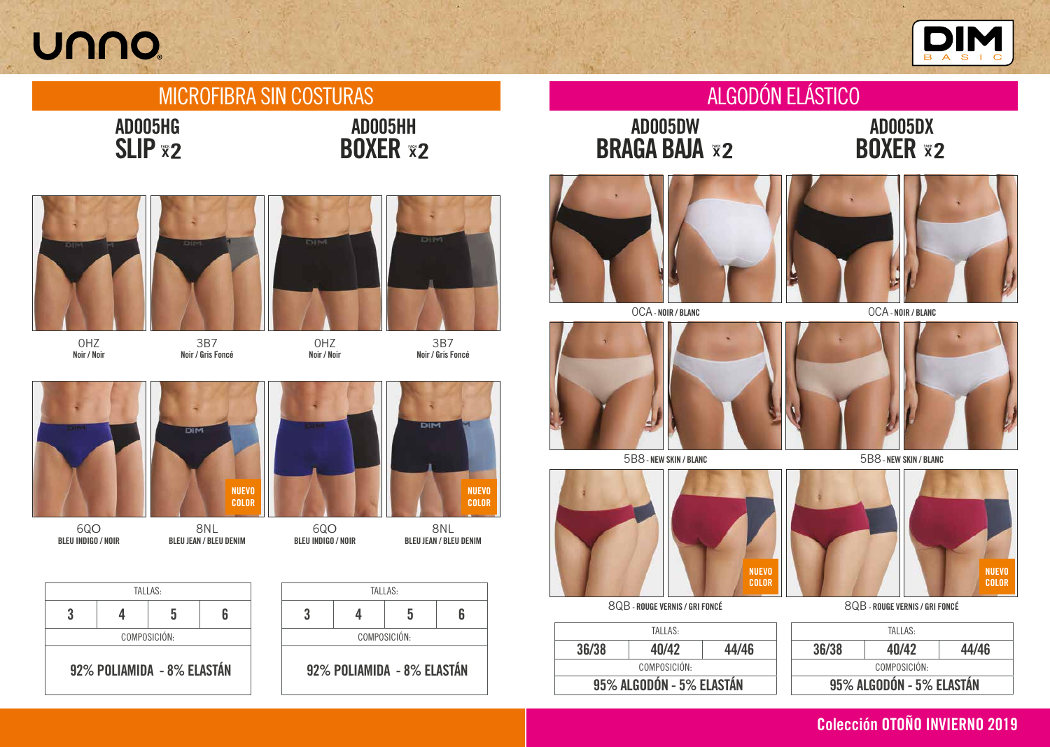unno

DIM BASIC

## MICROFIBRA SIN COSTURAS

### AD005HG
### SLIP PACK x2

0HZ
Noir / Noir

3B7
Noir / Gris Foncé

6QO
BLEU INDIGO / NOIR

8NL
BLEU JEAN / BLEU DENIM

NUEVO COLOR

| TALLAS: | | | |
|---|---|---|---|
| 3 | 4 | 5 | 6 |
| COMPOSICIÓN: | | | |
| 92% POLIAMIDA - 8% ELASTÁN | | | |

### AD005HH
### BOXER PACK x2

0HZ
Noir / Noir

3B7
Noir / Gris Foncé

6QO
BLEU INDIGO / NOIR

8NL
BLEU JEAN / BLEU DENIM

NUEVO COLOR

| TALLAS: | | | |
|---|---|---|---|
| 3 | 4 | 5 | 6 |
| COMPOSICIÓN: | | | |
| 92% POLIAMIDA - 8% ELASTÁN | | | |

## ALGODÓN ELÁSTICO

### AD005DW
### BRAGA BAJA PACK x2

OCA - NOIR / BLANC

5B8 - NEW SKIN / BLANC

8QB - ROUGE VERNIS / GRI FONCÉ

NUEVO COLOR

| TALLAS: | | |
|---|---|---|
| 36/38 | 40/42 | 44/46 |
| COMPOSICIÓN: | | |
| 95% ALGODÓN - 5% ELASTÁN | | |

### AD005DX
### BOXER PACK x2

OCA - NOIR / BLANC

5B8 - NEW SKIN / BLANC

8QB - ROUGE VERNIS / GRI FONCÉ

NUEVO COLOR

| TALLAS: | | |
|---|---|---|
| 36/38 | 40/42 | 44/46 |
| COMPOSICIÓN: | | |
| 95% ALGODÓN - 5% ELASTÁN | | |

Colección OTOÑO INVIERNO 2019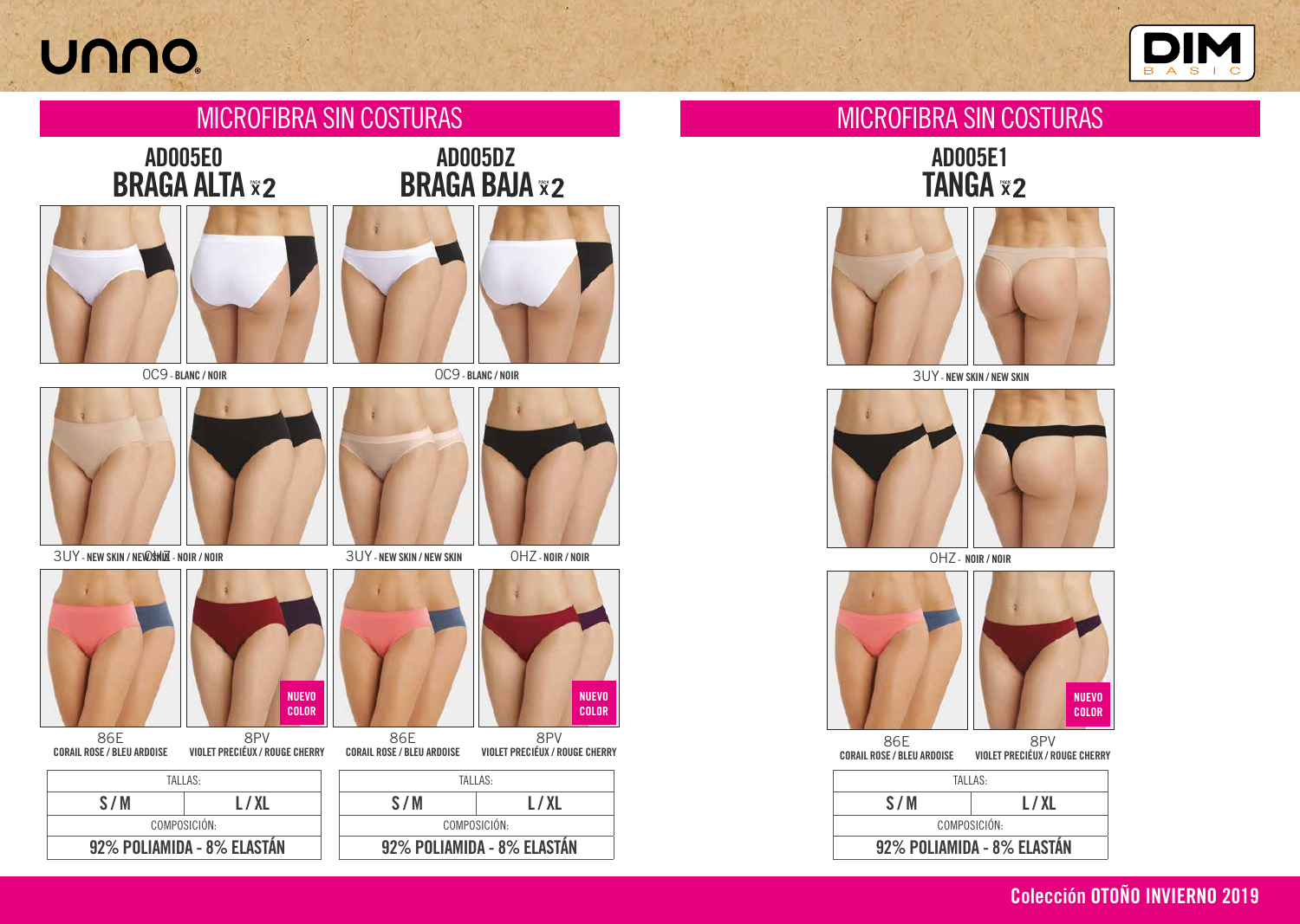unno

DIM BASIC

## MICROFIBRA SIN COSTURAS

### AD005E0
### BRAGA ALTA PACK x2

0C9 - BLANC / NOIR

3UY - NEW SKIN / NEW SKIN

0HZ - NOIR / NOIR

NUEVO COLOR

86E
CORAIL ROSE / BLEU ARDOISE

8PV
VIOLET PRECIÉUX / ROUGE CHERRY

| TALLAS: | |
|---|---|
| S / M | L / XL |
| COMPOSICIÓN: | |
| 92% POLIAMIDA - 8% ELASTÁN | |

### AD005DZ
### BRAGA BAJA PACK x2

0C9 - BLANC / NOIR

3UY - NEW SKIN / NEW SKIN

0HZ - NOIR / NOIR

NUEVO COLOR

86E
CORAIL ROSE / BLEU ARDOISE

8PV
VIOLET PRECIÉUX / ROUGE CHERRY

| TALLAS: | |
|---|---|
| S / M | L / XL |
| COMPOSICIÓN: | |
| 92% POLIAMIDA - 8% ELASTÁN | |

## MICROFIBRA SIN COSTURAS

### AD005E1
### TANGA PACK x2

3UY - NEW SKIN / NEW SKIN

0HZ - NOIR / NOIR

NUEVO COLOR

86E
CORAIL ROSE / BLEU ARDOISE

8PV
VIOLET PRECIÉUX / ROUGE CHERRY

| TALLAS: | |
|---|---|
| S / M | L / XL |
| COMPOSICIÓN: | |
| 92% POLIAMIDA - 8% ELASTÁN | |

**Colección OTOÑO INVIERNO 2019**